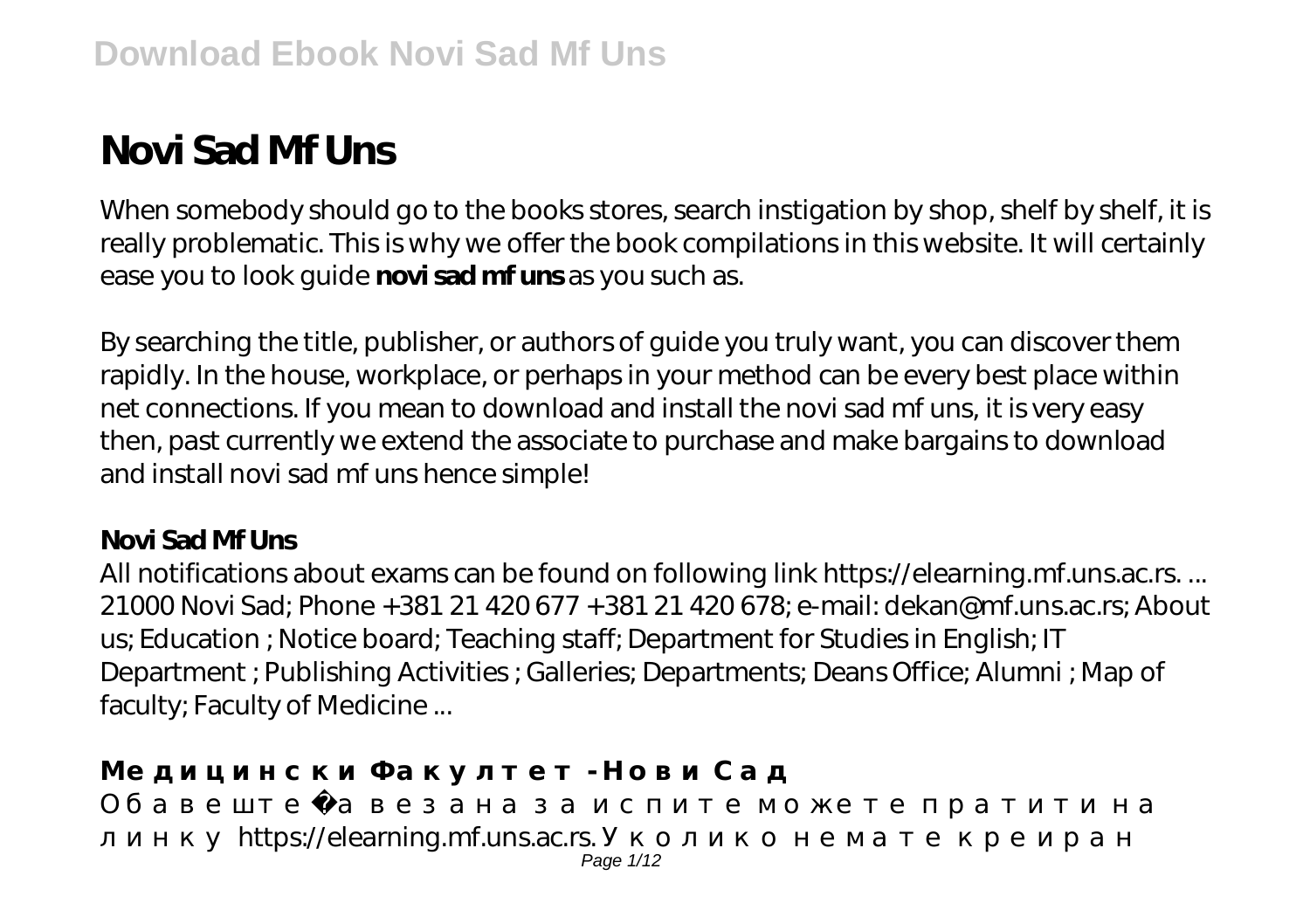# Novi Sad Mf Uns

When somebody should go to the books stores, search instigation by shop, shelf by shelf, it is really problematic. This is why we offer the book compilations in this website. It will certainly ease you to look guide **novi sad mf uns** as you such as.

By searching the title, publisher, or authors of guide you truly want, you can discover them rapidly. In the house, workplace, or perhaps in your method can be every best place within net connections. If you mean to download and install the novi sad mf uns, it is very easy then, past currently we extend the associate to purchase and make bargains to download and install novi sad mf uns hence simple!

**Novi Sad Mf Uns**

All notifications about exams can be found on following link https://elearning.mf.uns.ac.rs. ... 21000 Novi Sad; Phone +381 21 420 677 +381 21 420 678; e-mail: dekan@mf.uns.ac.rs; About us; Education ; Notice board; Teaching staff; Department for Studies in English; IT Department ; Publishing Activities ; Galleries; Departments; Deans Office; Alumni ; Map of faculty; Faculty of Medicine ...

**Медицински Факултет - Нови Сад**

Обавештења везана за испите можете пратити на линку https://elearning.mf.uns.ac.rs. Уколико немате креиран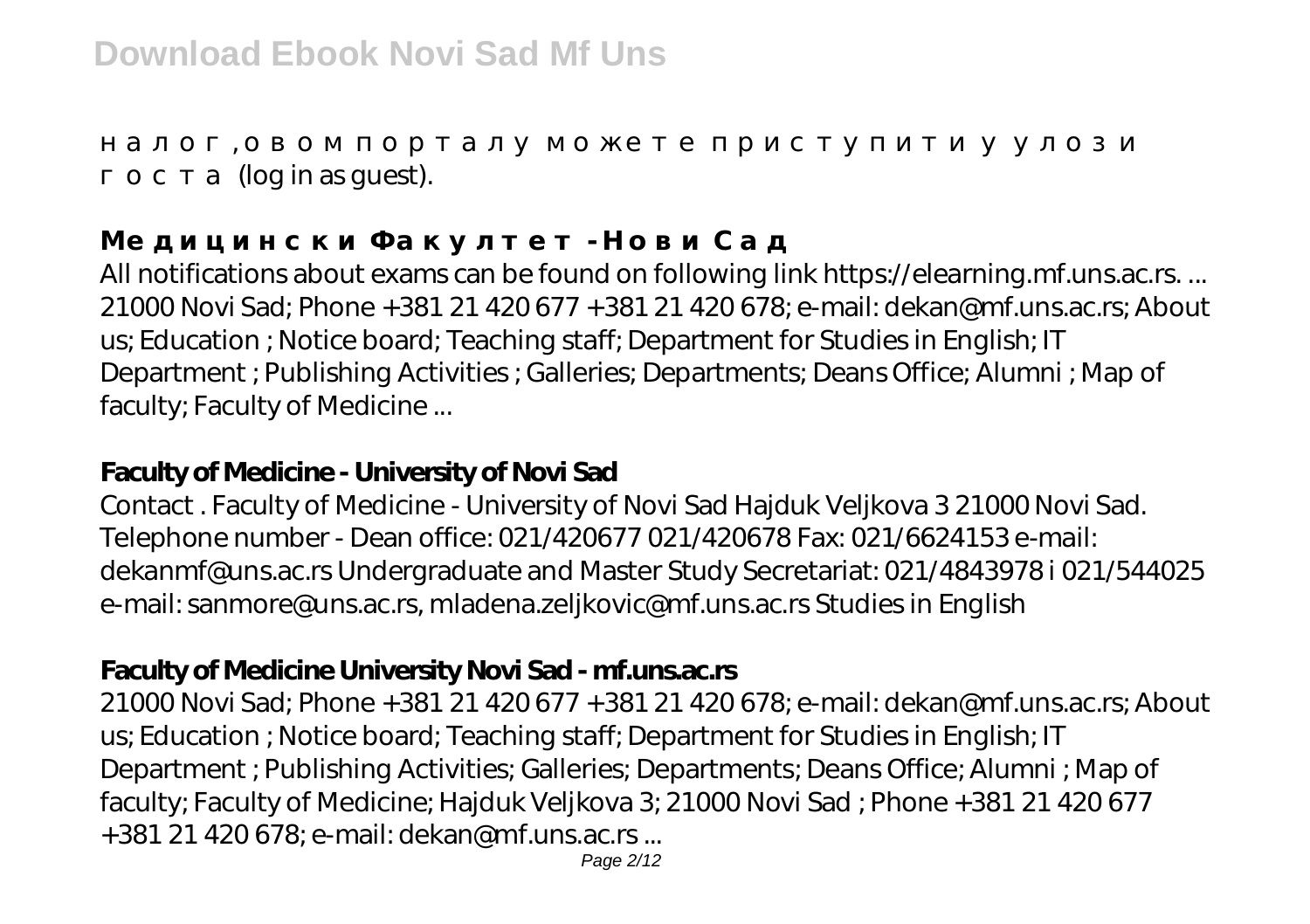налог, овом порталу можете приступити у улози госта (log in as guest).

## Медицински Факултет - Нови Сад

All notifications about exams can be found on following link https://elearning.mf.uns.ac.rs. ... 21000 Novi Sad; Phone +381 21 420 677 +381 21 420 678; e-mail: dekan@mf.uns.ac.rs; About us; Education ; Notice board; Teaching staff; Department for Studies in English; IT Department ; Publishing Activities ; Galleries; Departments; Deans Office; Alumni ; Map of faculty; Faculty of Medicine ...

## Faculty of Medicine - University of Novi Sad

Contact . Faculty of Medicine - University of Novi Sad Hajduk Veljkova 3 21000 Novi Sad. Telephone number - Dean office: 021/420677 021/420678 Fax: 021/6624153 e-mail: dekanmf@uns.ac.rs Undergraduate and Master Study Secretariat: 021/4843978 i 021/544025 e-mail: sanmore@uns.ac.rs, mladena.zeljkovic@mf.uns.ac.rs Studies in English

## Faculty of Medicine University Novi Sad - mf.uns.ac.rs

21000 Novi Sad; Phone +381 21 420 677 +381 21 420 678; e-mail: dekan@mf.uns.ac.rs; About us; Education ; Notice board; Teaching staff; Department for Studies in English; IT Department ; Publishing Activities; Galleries; Departments; Deans Office; Alumni ; Map of faculty; Faculty of Medicine; Hajduk Veljkova 3; 21000 Novi Sad ; Phone +381 21 420 677 +381 21 420 678; e-mail: dekan@mf.uns.ac.rs ...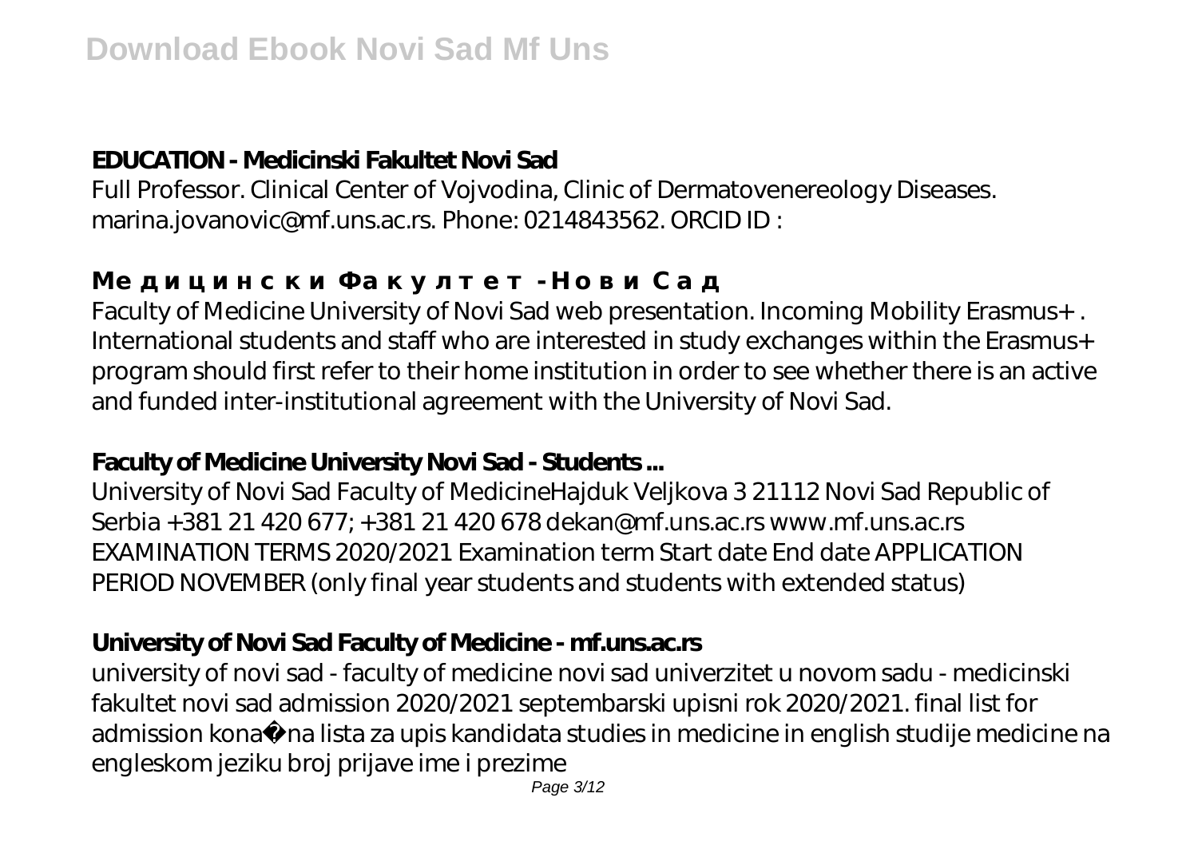## EDUCATION - Medicinski Fakultet Novi Sad

Full Professor. Clinical Center of Vojvodina, Clinic of Dermatovenereology Diseases. marina.jovanovic@mf.uns.ac.rs. Phone: 0214843562. ORCID ID :

## Медицински Факултет - Нови Сад

Faculty of Medicine University of Novi Sad web presentation. Incoming Mobility Erasmus+ . International students and staff who are interested in study exchanges within the Erasmus+ program should first refer to their home institution in order to see whether there is an active and funded inter-institutional agreement with the University of Novi Sad.

## Faculty of Medicine University Novi Sad - Students ...

University of Novi Sad Faculty of MedicineHajduk Veljkova 3 21112 Novi Sad Republic of Serbia +381 21 420 677; +381 21 420 678 dekan@mf.uns.ac.rs www.mf.uns.ac.rs EXAMINATION TERMS 2020/2021 Examination term Start date End date APPLICATION PERIOD NOVEMBER (only final year students and students with extended status)

## University of Novi Sad Faculty of Medicine - mf.uns.ac.rs

university of novi sad - faculty of medicine novi sad univerzitet u novom sadu - medicinski fakultet novi sad admission 2020/2021 septembarski upisni rok 2020/2021. final list for admission konačna lista za upis kandidata studies in medicine in english studije medicine na engleskom jeziku broj prijave ime i prezime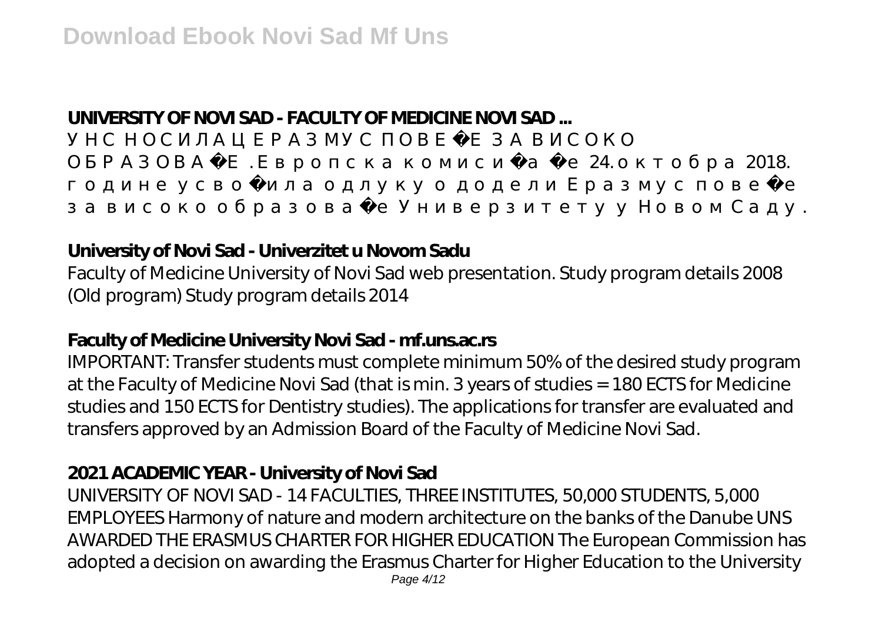**UNIVERSITY OF NOVI SAD - FACULTY OF MEDICINE NOVI SAD ...**

УНС НОСИЛАЦ ЕРАЗМУС ПОВЕ Е ЗА ВИСОКО ОБРАЗОВА Е. Европска комиси а е 24. октобра 2018. године усво ила одлуку о додели Еразмус пове е за високо образова е Универзитету у Новом Саду.

**University of Novi Sad - Univerzitet u Novom Sadu**

Faculty of Medicine University of Novi Sad web presentation. Study program details 2008 (Old program) Study program details 2014

**Faculty of Medicine University Novi Sad - mf.uns.ac.rs**

IMPORTANT: Transfer students must complete minimum 50% of the desired study program at the Faculty of Medicine Novi Sad (that is min. 3 years of studies = 180 ECTS for Medicine studies and 150 ECTS for Dentistry studies). The applications for transfer are evaluated and transfers approved by an Admission Board of the Faculty of Medicine Novi Sad.

**2021 ACADEMIC YEAR - University of Novi Sad**

UNIVERSITY OF NOVI SAD - 14 FACULTIES, THREE INSTITUTES, 50,000 STUDENTS, 5,000 EMPLOYEES Harmony of nature and modern architecture on the banks of the Danube UNS AWARDED THE ERASMUS CHARTER FOR HIGHER EDUCATION The European Commission has adopted a decision on awarding the Erasmus Charter for Higher Education to the University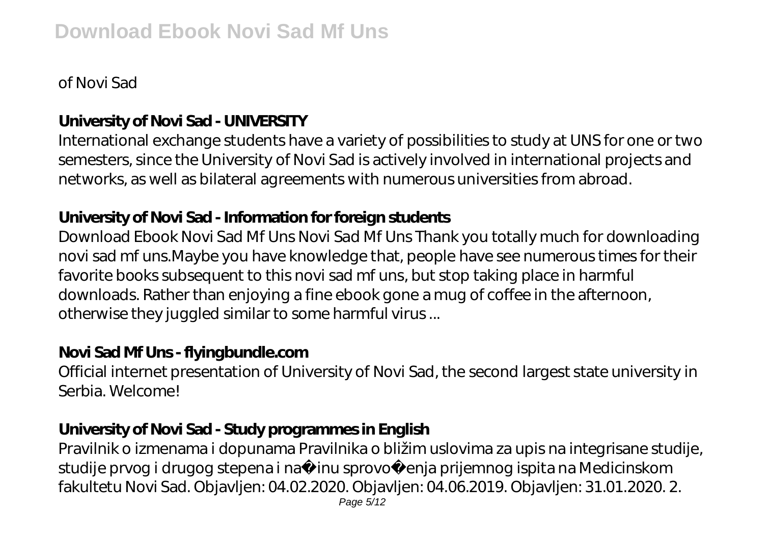of Novi Sad

**University of Novi Sad - UNIVERSITY**

International exchange students have a variety of possibilities to study at UNS for one or two semesters, since the University of Novi Sad is actively involved in international projects and networks, as well as bilateral agreements with numerous universities from abroad.

**University of Novi Sad - Information for foreign students**

Download Ebook Novi Sad Mf Uns Novi Sad Mf Uns Thank you totally much for downloading novi sad mf uns.Maybe you have knowledge that, people have see numerous times for their favorite books subsequent to this novi sad mf uns, but stop taking place in harmful downloads. Rather than enjoying a fine ebook gone a mug of coffee in the afternoon, otherwise they juggled similar to some harmful virus ...

**Novi Sad Mf Uns - flyingbundle.com**

Official internet presentation of University of Novi Sad, the second largest state university in Serbia. Welcome!

**University of Novi Sad - Study programmes in English**

Pravilnik o izmenama i dopunama Pravilnika o bližim uslovima za upis na integrisane studije, studije prvog i drugog stepena i na�inu sprovo�enja prijemnog ispita na Medicinskom fakultetu Novi Sad. Objavljen: 04.02.2020. Objavljen: 04.06.2019. Objavljen: 31.01.2020. 2.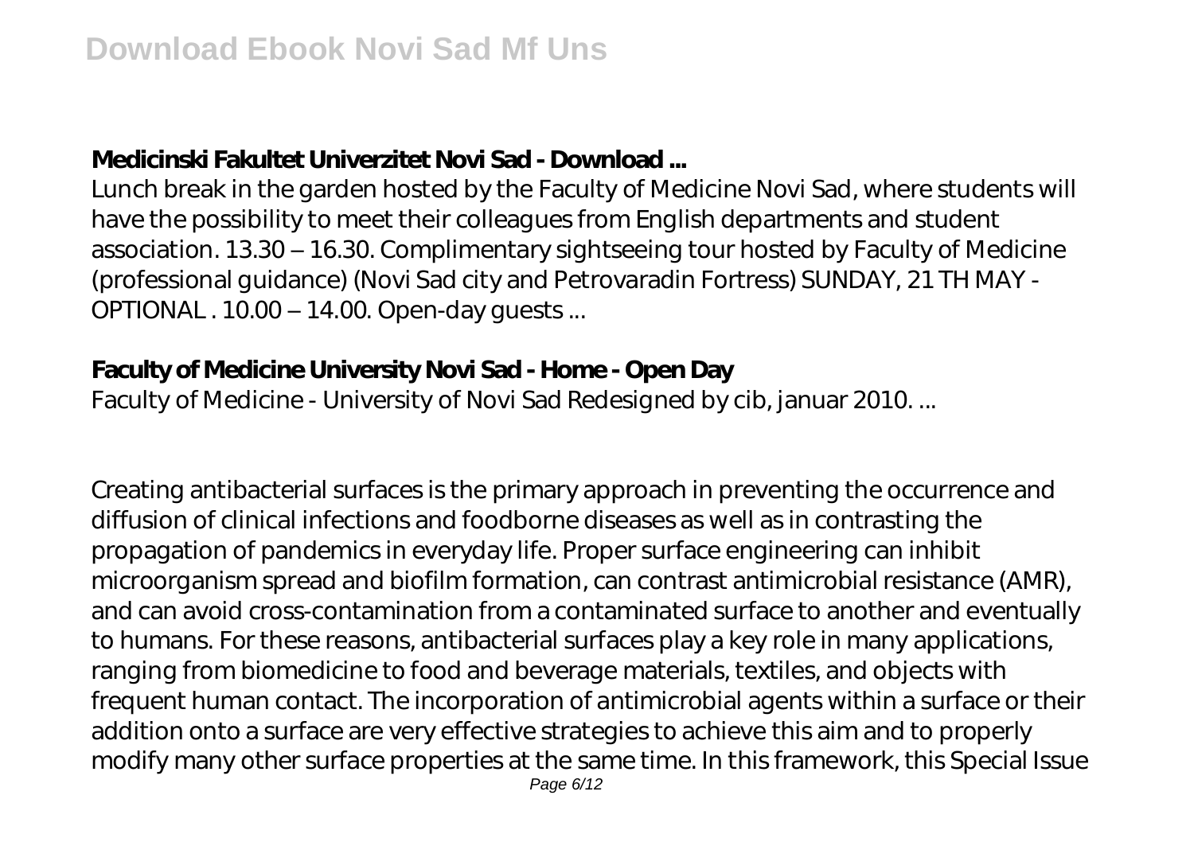### Medicinski Fakultet Univerzitet Novi Sad - Download ...

Lunch break in the garden hosted by the Faculty of Medicine Novi Sad, where students will have the possibility to meet their colleagues from English departments and student association. 13.30 – 16.30. Complimentary sightseeing tour hosted by Faculty of Medicine (professional guidance) (Novi Sad city and Petrovaradin Fortress) SUNDAY, 21 TH MAY - OPTIONAL . 10.00 – 14.00. Open-day guests ...

### Faculty of Medicine University Novi Sad - Home - Open Day

Faculty of Medicine - University of Novi Sad Redesigned by cib, januar 2010. ...

Creating antibacterial surfaces is the primary approach in preventing the occurrence and diffusion of clinical infections and foodborne diseases as well as in contrasting the propagation of pandemics in everyday life. Proper surface engineering can inhibit microorganism spread and biofilm formation, can contrast antimicrobial resistance (AMR), and can avoid cross-contamination from a contaminated surface to another and eventually to humans. For these reasons, antibacterial surfaces play a key role in many applications, ranging from biomedicine to food and beverage materials, textiles, and objects with frequent human contact. The incorporation of antimicrobial agents within a surface or their addition onto a surface are very effective strategies to achieve this aim and to properly modify many other surface properties at the same time. In this framework, this Special Issue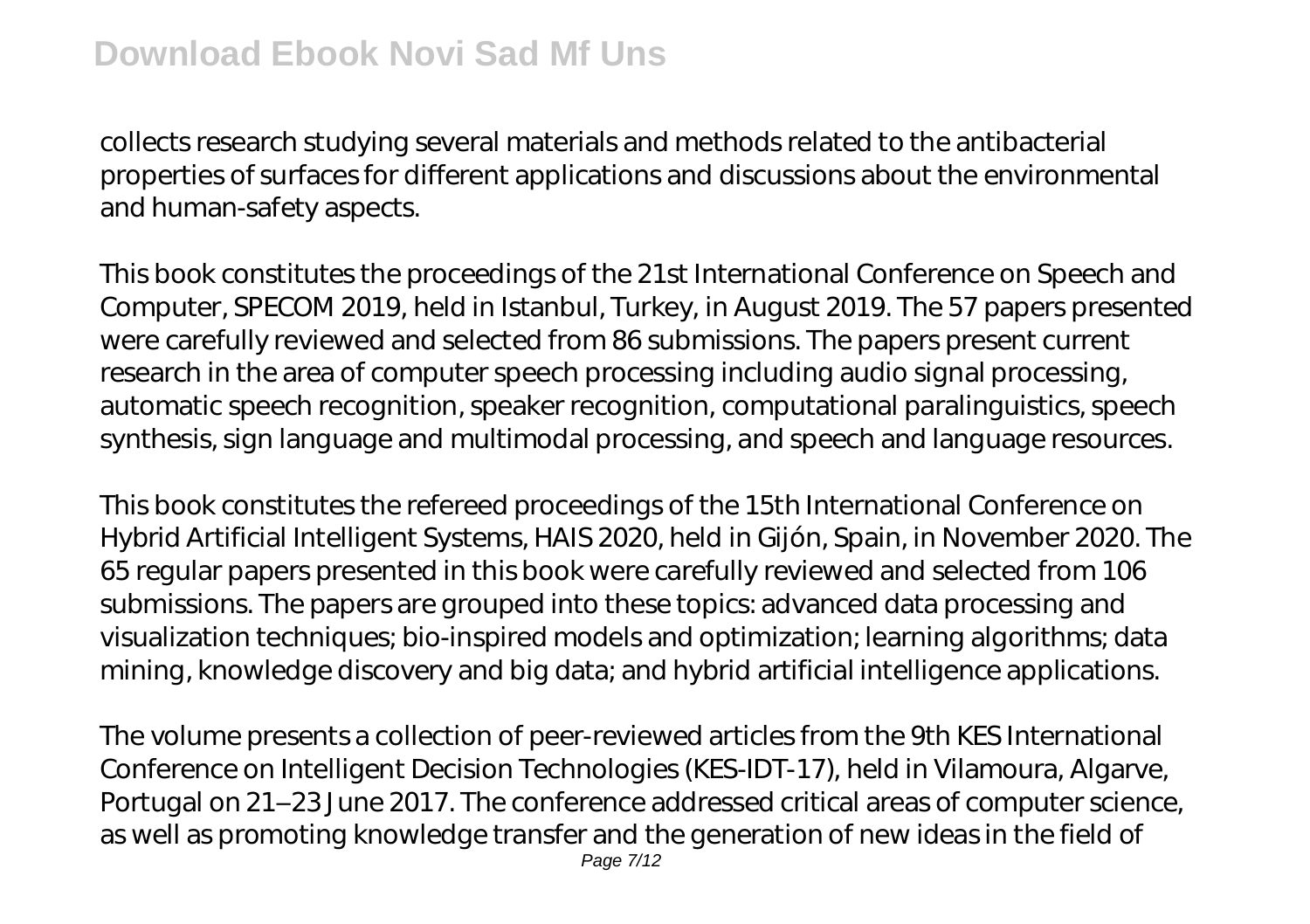collects research studying several materials and methods related to the antibacterial properties of surfaces for different applications and discussions about the environmental and human-safety aspects.

This book constitutes the proceedings of the 21st International Conference on Speech and Computer, SPECOM 2019, held in Istanbul, Turkey, in August 2019. The 57 papers presented were carefully reviewed and selected from 86 submissions. The papers present current research in the area of computer speech processing including audio signal processing, automatic speech recognition, speaker recognition, computational paralinguistics, speech synthesis, sign language and multimodal processing, and speech and language resources.

This book constitutes the refereed proceedings of the 15th International Conference on Hybrid Artificial Intelligent Systems, HAIS 2020, held in Gijón, Spain, in November 2020. The 65 regular papers presented in this book were carefully reviewed and selected from 106 submissions. The papers are grouped into these topics: advanced data processing and visualization techniques; bio-inspired models and optimization; learning algorithms; data mining, knowledge discovery and big data; and hybrid artificial intelligence applications.

The volume presents a collection of peer-reviewed articles from the 9th KES International Conference on Intelligent Decision Technologies (KES-IDT-17), held in Vilamoura, Algarve, Portugal on 21–23 June 2017. The conference addressed critical areas of computer science, as well as promoting knowledge transfer and the generation of new ideas in the field of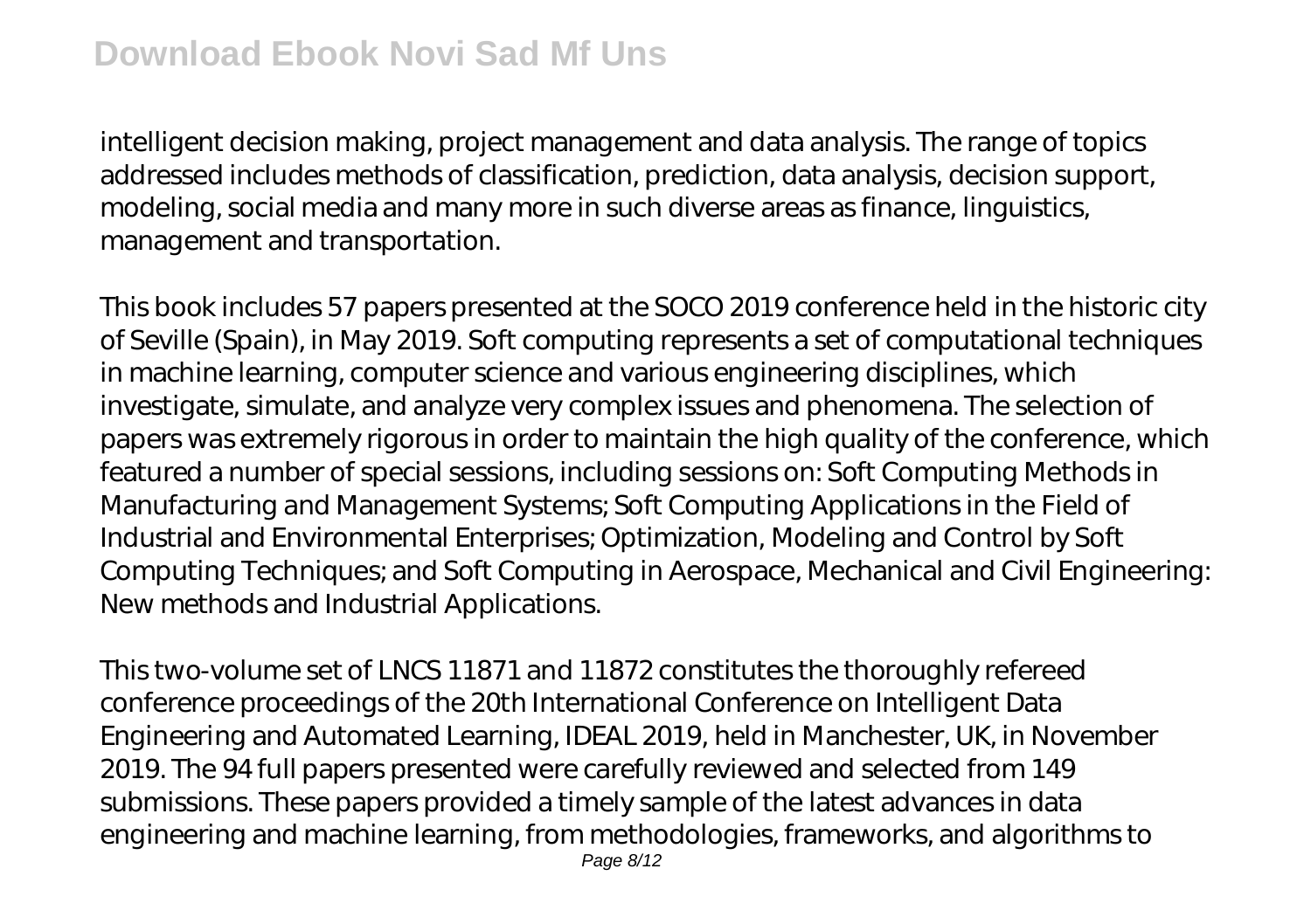intelligent decision making, project management and data analysis. The range of topics addressed includes methods of classification, prediction, data analysis, decision support, modeling, social media and many more in such diverse areas as finance, linguistics, management and transportation.

This book includes 57 papers presented at the SOCO 2019 conference held in the historic city of Seville (Spain), in May 2019. Soft computing represents a set of computational techniques in machine learning, computer science and various engineering disciplines, which investigate, simulate, and analyze very complex issues and phenomena. The selection of papers was extremely rigorous in order to maintain the high quality of the conference, which featured a number of special sessions, including sessions on: Soft Computing Methods in Manufacturing and Management Systems; Soft Computing Applications in the Field of Industrial and Environmental Enterprises; Optimization, Modeling and Control by Soft Computing Techniques; and Soft Computing in Aerospace, Mechanical and Civil Engineering: New methods and Industrial Applications.

This two-volume set of LNCS 11871 and 11872 constitutes the thoroughly refereed conference proceedings of the 20th International Conference on Intelligent Data Engineering and Automated Learning, IDEAL 2019, held in Manchester, UK, in November 2019. The 94 full papers presented were carefully reviewed and selected from 149 submissions. These papers provided a timely sample of the latest advances in data engineering and machine learning, from methodologies, frameworks, and algorithms to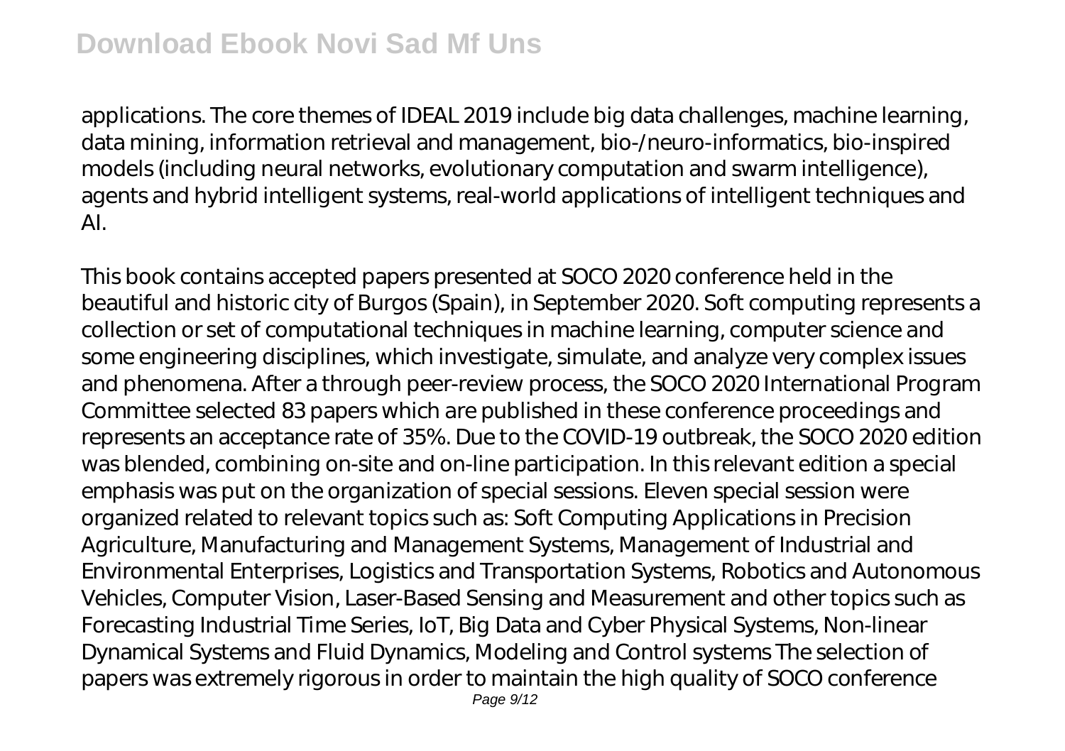applications. The core themes of IDEAL 2019 include big data challenges, machine learning, data mining, information retrieval and management, bio-/neuro-informatics, bio-inspired models (including neural networks, evolutionary computation and swarm intelligence), agents and hybrid intelligent systems, real-world applications of intelligent techniques and AI.

This book contains accepted papers presented at SOCO 2020 conference held in the beautiful and historic city of Burgos (Spain), in September 2020. Soft computing represents a collection or set of computational techniques in machine learning, computer science and some engineering disciplines, which investigate, simulate, and analyze very complex issues and phenomena. After a through peer-review process, the SOCO 2020 International Program Committee selected 83 papers which are published in these conference proceedings and represents an acceptance rate of 35%. Due to the COVID-19 outbreak, the SOCO 2020 edition was blended, combining on-site and on-line participation. In this relevant edition a special emphasis was put on the organization of special sessions. Eleven special session were organized related to relevant topics such as: Soft Computing Applications in Precision Agriculture, Manufacturing and Management Systems, Management of Industrial and Environmental Enterprises, Logistics and Transportation Systems, Robotics and Autonomous Vehicles, Computer Vision, Laser-Based Sensing and Measurement and other topics such as Forecasting Industrial Time Series, IoT, Big Data and Cyber Physical Systems, Non-linear Dynamical Systems and Fluid Dynamics, Modeling and Control systems The selection of papers was extremely rigorous in order to maintain the high quality of SOCO conference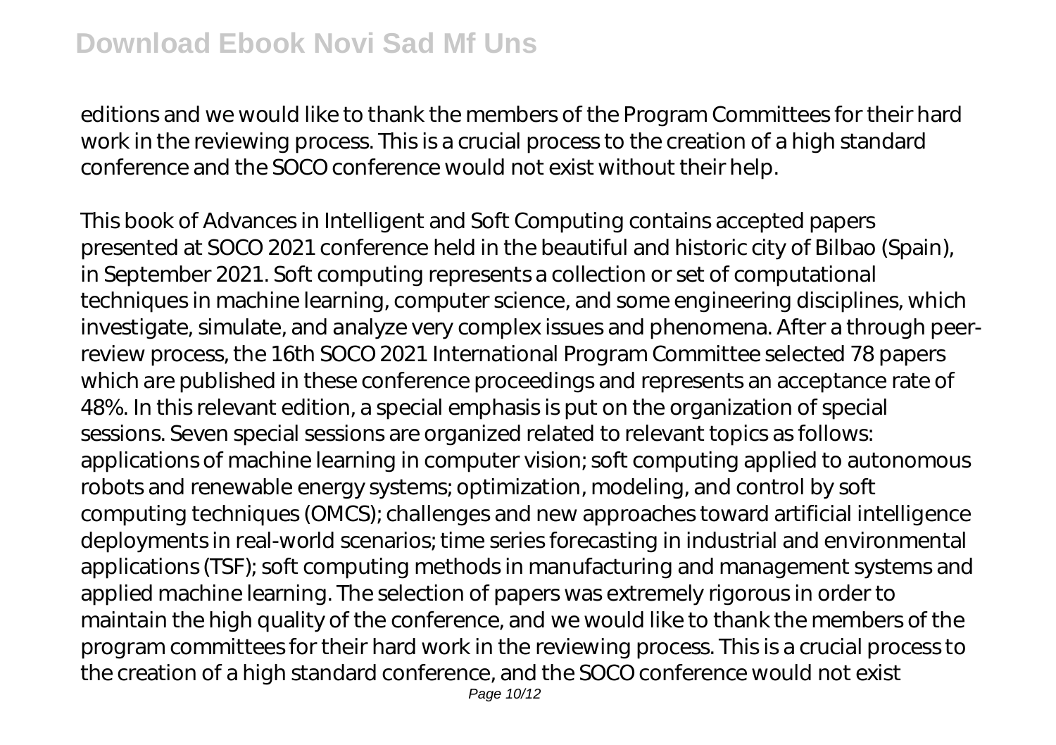editions and we would like to thank the members of the Program Committees for their hard work in the reviewing process. This is a crucial process to the creation of a high standard conference and the SOCO conference would not exist without their help.

This book of Advances in Intelligent and Soft Computing contains accepted papers presented at SOCO 2021 conference held in the beautiful and historic city of Bilbao (Spain), in September 2021. Soft computing represents a collection or set of computational techniques in machine learning, computer science, and some engineering disciplines, which investigate, simulate, and analyze very complex issues and phenomena. After a through peer-review process, the 16th SOCO 2021 International Program Committee selected 78 papers which are published in these conference proceedings and represents an acceptance rate of 48%. In this relevant edition, a special emphasis is put on the organization of special sessions. Seven special sessions are organized related to relevant topics as follows: applications of machine learning in computer vision; soft computing applied to autonomous robots and renewable energy systems; optimization, modeling, and control by soft computing techniques (OMCS); challenges and new approaches toward artificial intelligence deployments in real-world scenarios; time series forecasting in industrial and environmental applications (TSF); soft computing methods in manufacturing and management systems and applied machine learning. The selection of papers was extremely rigorous in order to maintain the high quality of the conference, and we would like to thank the members of the program committees for their hard work in the reviewing process. This is a crucial process to the creation of a high standard conference, and the SOCO conference would not exist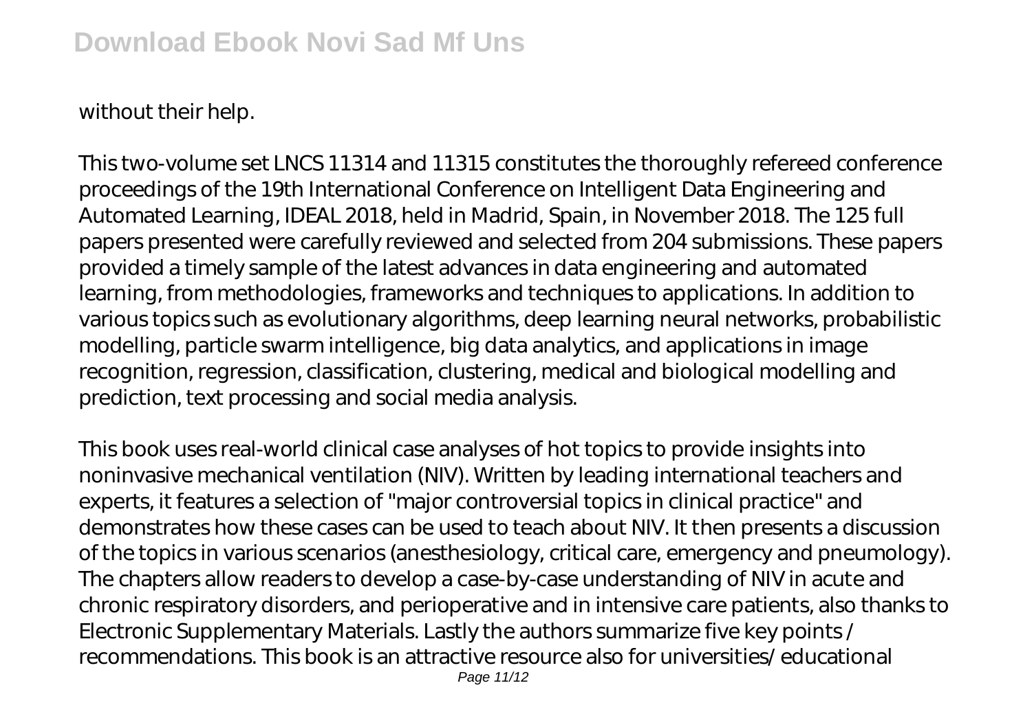without their help.

This two-volume set LNCS 11314 and 11315 constitutes the thoroughly refereed conference proceedings of the 19th International Conference on Intelligent Data Engineering and Automated Learning, IDEAL 2018, held in Madrid, Spain, in November 2018. The 125 full papers presented were carefully reviewed and selected from 204 submissions. These papers provided a timely sample of the latest advances in data engineering and automated learning, from methodologies, frameworks and techniques to applications. In addition to various topics such as evolutionary algorithms, deep learning neural networks, probabilistic modelling, particle swarm intelligence, big data analytics, and applications in image recognition, regression, classification, clustering, medical and biological modelling and prediction, text processing and social media analysis.

This book uses real-world clinical case analyses of hot topics to provide insights into noninvasive mechanical ventilation (NIV). Written by leading international teachers and experts, it features a selection of "major controversial topics in clinical practice" and demonstrates how these cases can be used to teach about NIV. It then presents a discussion of the topics in various scenarios (anesthesiology, critical care, emergency and pneumology). The chapters allow readers to develop a case-by-case understanding of NIV in acute and chronic respiratory disorders, and perioperative and in intensive care patients, also thanks to Electronic Supplementary Materials. Lastly the authors summarize five key points / recommendations. This book is an attractive resource also for universities/ educational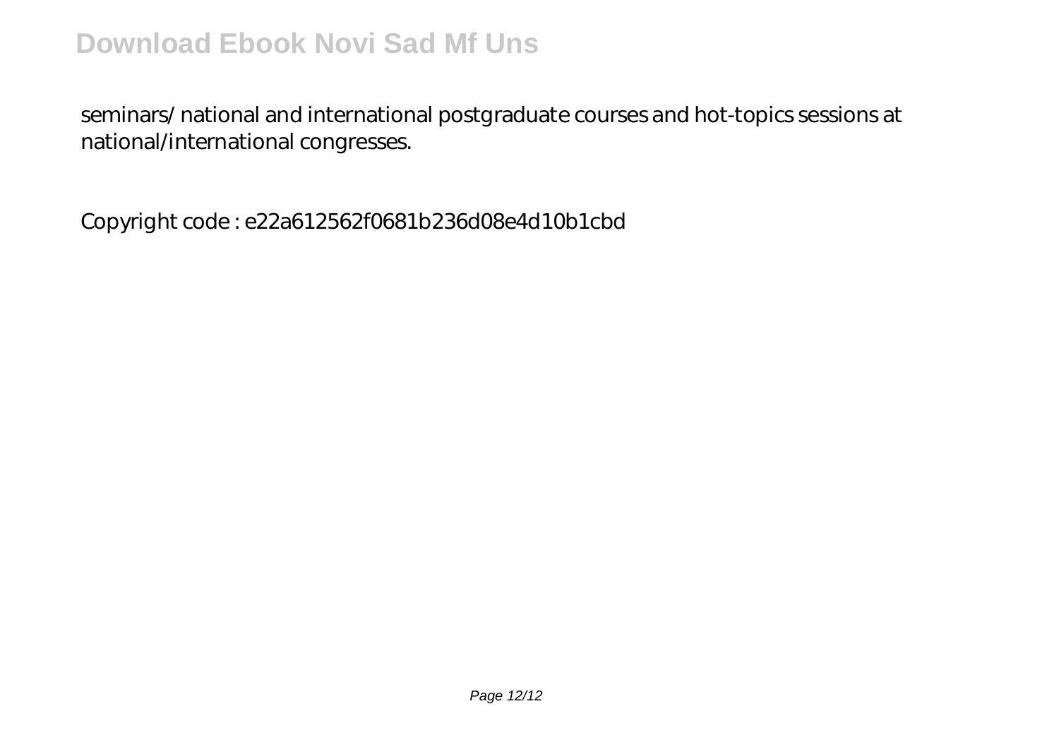seminars/ national and international postgraduate courses and hot-topics sessions at national/international congresses.

Copyright code : e22a612562f0681b236d08e4d10b1cbd